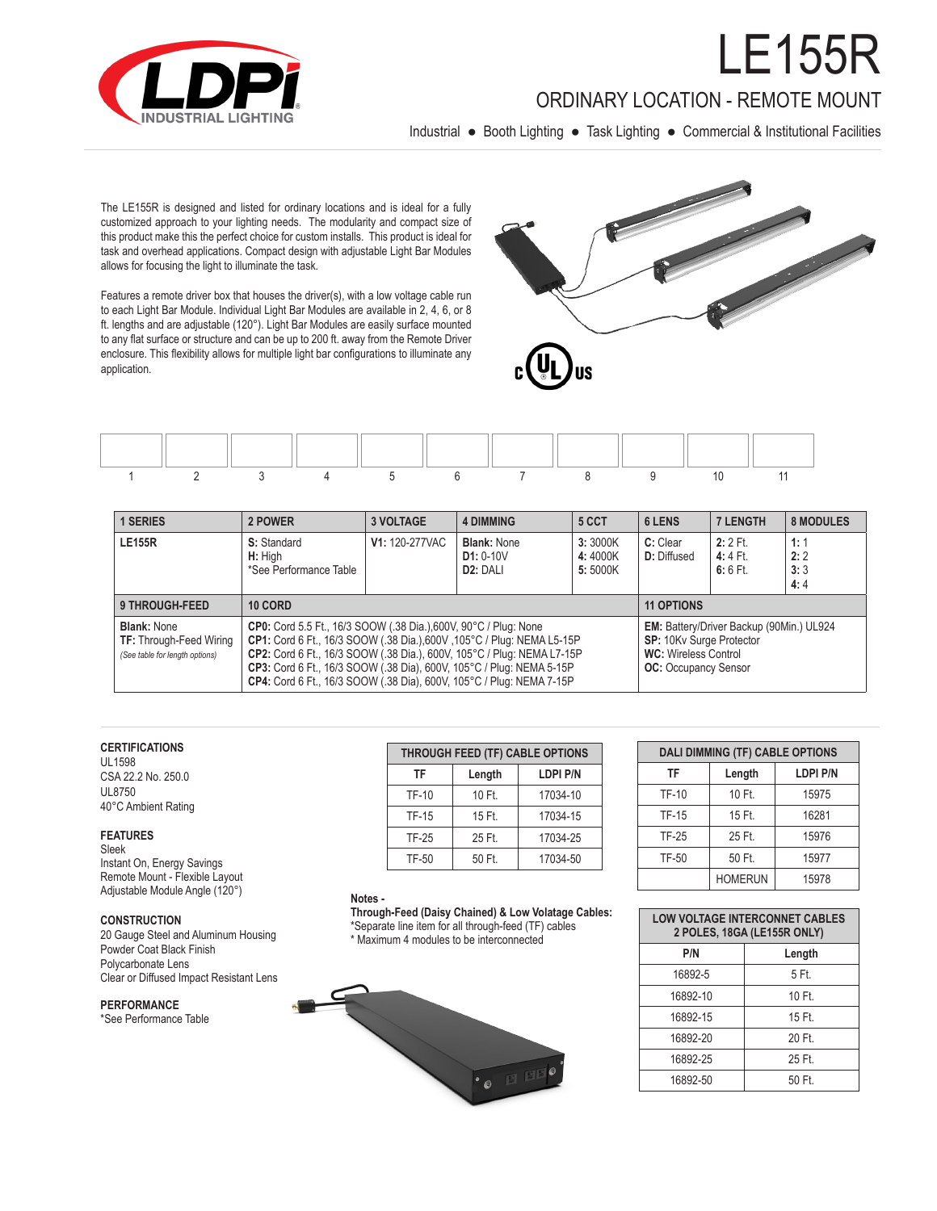# LE155R

## ORDINARY LOCATION - REMOTE MOUNT

Industrial ● Booth Lighting ● Task Lighting ● Commercial & Institutional Facilities

The LE155R is designed and listed for ordinary locations and is ideal for a fully customized approach to your lighting needs. The modularity and compact size of this product make this the perfect choice for custom installs. This product is ideal for task and overhead applications. Compact design with adjustable Light Bar Modules allows for focusing the light to illuminate the task.

Features a remote driver box that houses the driver(s), with a low voltage cable run to each Light Bar Module. Individual Light Bar Modules are available in 2, 4, 6, or 8 ft. lengths and are adjustable (120°). Light Bar Modules are easily surface mounted to any flat surface or structure and can be up to 200 ft. away from the Remote Driver enclosure. This flexibility allows for multiple light bar configurations to illuminate any application.

| | | | | | | | | | | |
|---|---|---|---|---|---|---|---|---|---|---|
| 1 | 2 | 3 | 4 | 5 | 6 | 7 | 8 | 9 | 10 | 11 |

| 1 SERIES | 2 POWER | 3 VOLTAGE | 4 DIMMING | 5 CCT | 6 LENS | 7 LENGTH | 8 MODULES |
|---|---|---|---|---|---|---|---|
| **LE155R** | **S:** Standard<br>**H:** High<br>*See Performance Table | **V1:** 120-277VAC | **Blank:** None<br>**D1:** 0-10V<br>**D2:** DALI | **3:** 3000K<br>**4:** 4000K<br>**5:** 5000K | **C:** Clear<br>**D:** Diffused | **2:** 2 Ft.<br>**4:** 4 Ft.<br>**6:** 6 Ft. | **1:** 1<br>**2:** 2<br>**3:** 3<br>**4:** 4 |

| 9 THROUGH-FEED | 10 CORD | 11 OPTIONS |
|---|---|---|
| **Blank:** None<br>**TF:** Through-Feed Wiring<br>*(See table for length options)* | **CP0:** Cord 5.5 Ft., 16/3 SOOW (.38 Dia.),600V, 90°C / Plug: None<br>**CP1:** Cord 6 Ft., 16/3 SOOW (.38 Dia.),600V ,105°C / Plug: NEMA L5-15P<br>**CP2:** Cord 6 Ft., 16/3 SOOW (.38 Dia.), 600V, 105°C / Plug: NEMA L7-15P<br>**CP3:** Cord 6 Ft., 16/3 SOOW (.38 Dia), 600V, 105°C / Plug: NEMA 5-15P<br>**CP4:** Cord 6 Ft., 16/3 SOOW (.38 Dia), 600V, 105°C / Plug: NEMA 7-15P | **EM:** Battery/Driver Backup (90Min.) UL924<br>**SP:** 10Kv Surge Protector<br>**WC:** Wireless Control<br>**OC:** Occupancy Sensor |

### CERTIFICATIONS
UL1598
CSA 22.2 No. 250.0
UL8750
40°C Ambient Rating

### FEATURES
Sleek
Instant On, Energy Savings
Remote Mount - Flexible Layout
Adjustable Module Angle (120°)

### CONSTRUCTION
20 Gauge Steel and Aluminum Housing
Powder Coat Black Finish
Polycarbonate Lens
Clear or Diffused Impact Resistant Lens

### PERFORMANCE
*See Performance Table

**THROUGH FEED (TF) CABLE OPTIONS**

| TF | Length | LDPI P/N |
|---|---|---|
| TF-10 | 10 Ft. | 17034-10 |
| TF-15 | 15 Ft. | 17034-15 |
| TF-25 | 25 Ft. | 17034-25 |
| TF-50 | 50 Ft. | 17034-50 |

**Notes -**
**Through-Feed (Daisy Chained) & Low Volatage Cables:**
*Separate line item for all through-feed (TF) cables
* Maximum 4 modules to be interconnected

**DALI DIMMING (TF) CABLE OPTIONS**

| TF | Length | LDPI P/N |
|---|---|---|
| TF-10 | 10 Ft. | 15975 |
| TF-15 | 15 Ft. | 16281 |
| TF-25 | 25 Ft. | 15976 |
| TF-50 | 50 Ft. | 15977 |
| | HOMERUN | 15978 |

**LOW VOLTAGE INTERCONNET CABLES 2 POLES, 18GA (LE155R ONLY)**

| P/N | Length |
|---|---|
| 16892-5 | 5 Ft. |
| 16892-10 | 10 Ft. |
| 16892-15 | 15 Ft. |
| 16892-20 | 20 Ft. |
| 16892-25 | 25 Ft. |
| 16892-50 | 50 Ft. |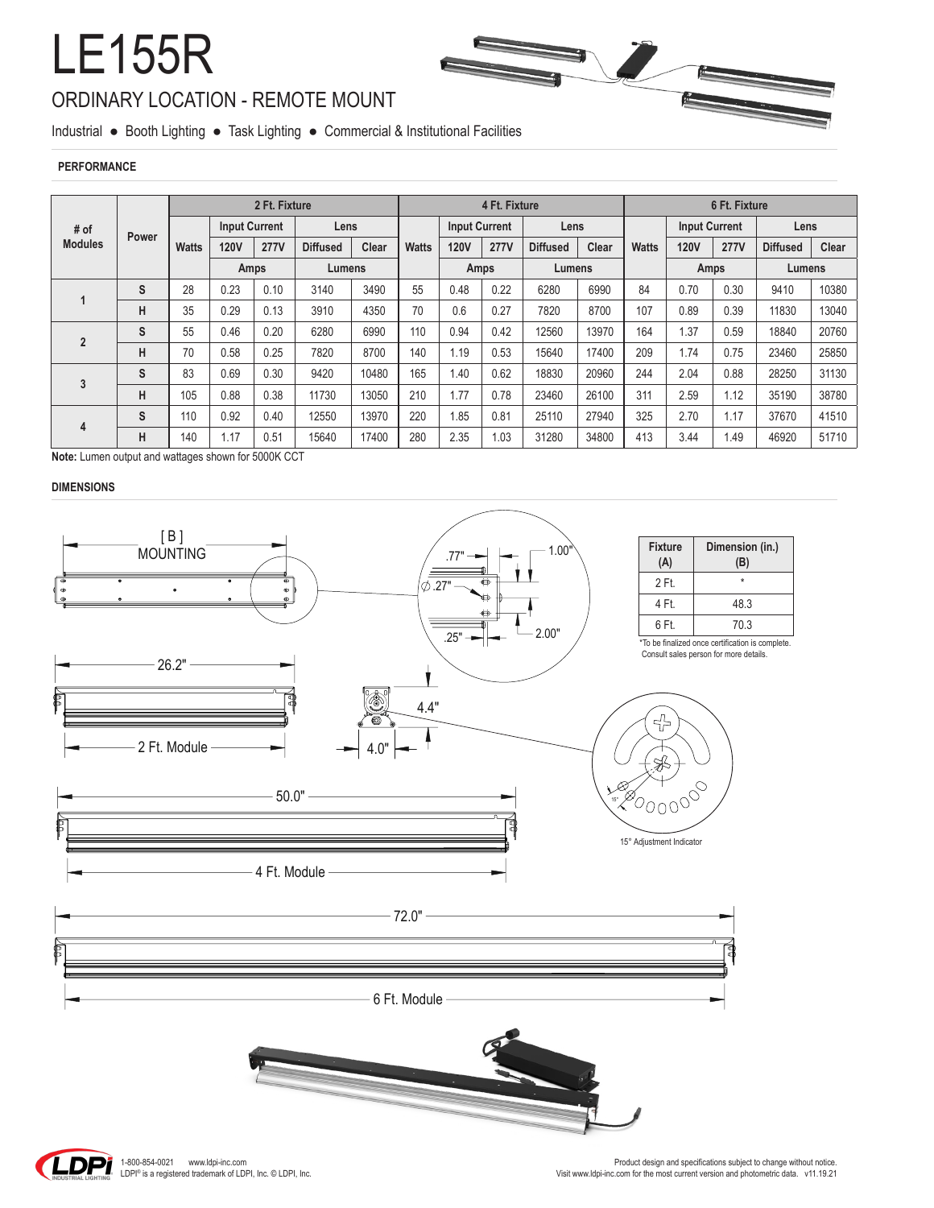# LE155R

## ORDINARY LOCATION - REMOTE MOUNT

Industrial ● Booth Lighting ● Task Lighting ● Commercial & Institutional Facilities

### PERFORMANCE

| # of Modules | Power | 2 Ft. Fixture | | | | | 4 Ft. Fixture | | | | | 6 Ft. Fixture | | | | |
|---|---|---|---|---|---|---|---|---|---|---|---|---|---|---|---|---|
| | | Watts | Input Current | | Lens | | Watts | Input Current | | Lens | | Watts | Input Current | | Lens | |
| | | | 120V | 277V | Diffused | Clear | | 120V | 277V | Diffused | Clear | | 120V | 277V | Diffused | Clear |
| | | | Amps | | Lumens | | | Amps | | Lumens | | | Amps | | Lumens | |
| 1 | S | 28 | 0.23 | 0.10 | 3140 | 3490 | 55 | 0.48 | 0.22 | 6280 | 6990 | 84 | 0.70 | 0.30 | 9410 | 10380 |
| | H | 35 | 0.29 | 0.13 | 3910 | 4350 | 70 | 0.6 | 0.27 | 7820 | 8700 | 107 | 0.89 | 0.39 | 11830 | 13040 |
| 2 | S | 55 | 0.46 | 0.20 | 6280 | 6990 | 110 | 0.94 | 0.42 | 12560 | 13970 | 164 | 1.37 | 0.59 | 18840 | 20760 |
| | H | 70 | 0.58 | 0.25 | 7820 | 8700 | 140 | 1.19 | 0.53 | 15640 | 17400 | 209 | 1.74 | 0.75 | 23460 | 25850 |
| 3 | S | 83 | 0.69 | 0.30 | 9420 | 10480 | 165 | 1.40 | 0.62 | 18830 | 20960 | 244 | 2.04 | 0.88 | 28250 | 31130 |
| | H | 105 | 0.88 | 0.38 | 11730 | 13050 | 210 | 1.77 | 0.78 | 23460 | 26100 | 311 | 2.59 | 1.12 | 35190 | 38780 |
| 4 | S | 110 | 0.92 | 0.40 | 12550 | 13970 | 220 | 1.85 | 0.81 | 25110 | 27940 | 325 | 2.70 | 1.17 | 37670 | 41510 |
| | H | 140 | 1.17 | 0.51 | 15640 | 17400 | 280 | 2.35 | 1.03 | 31280 | 34800 | 413 | 3.44 | 1.49 | 46920 | 51710 |

**Note:** Lumen output and wattages shown for 5000K CCT

### DIMENSIONS

[ B ]
MOUNTING

.77"
1.00"
∅ .27"
.25"
2.00"

| Fixture (A) | Dimension (in.) (B) |
|---|---|
| 2 Ft. | * |
| 4 Ft. | 48.3 |
| 6 Ft. | 70.3 |

*To be finalized once certification is complete. Consult sales person for more details.

26.2"
2 Ft. Module
4.4"
4.0"

50.0"
4 Ft. Module

15° Adjustment Indicator

72.0"
6 Ft. Module

1-800-854-0021 www.ldpi-inc.com
LDPI® is a registered trademark of LDPI, Inc. © LDPI, Inc.

Product design and specifications subject to change without notice.
Visit www.ldpi-inc.com for the most current version and photometric data. v11.19.21